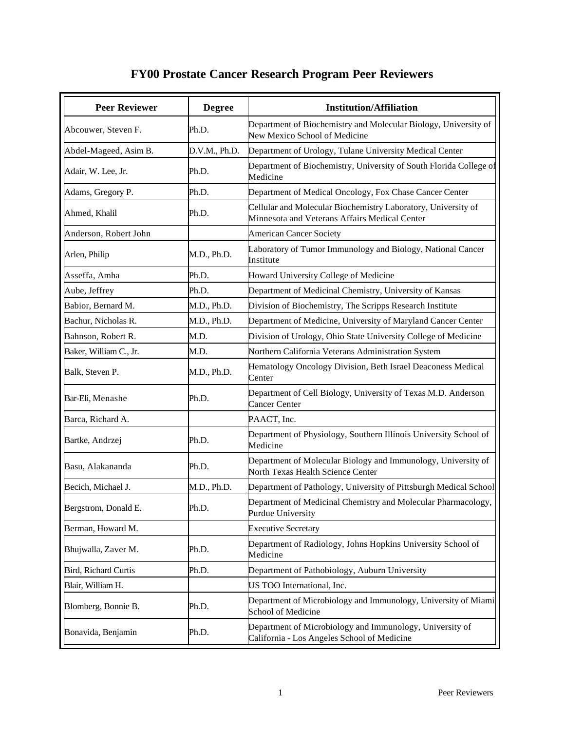# FY00 Prostate Cancer Research Program Peer Reviewers

| Peer Reviewer | Degree | Institution/Affiliation |
|---|---|---|
| Abcouwer, Steven F. | Ph.D. | Department of Biochemistry and Molecular Biology, University of New Mexico School of Medicine |
| Abdel-Mageed, Asim B. | D.V.M., Ph.D. | Department of Urology, Tulane University Medical Center |
| Adair, W. Lee, Jr. | Ph.D. | Department of Biochemistry, University of South Florida College of Medicine |
| Adams, Gregory P. | Ph.D. | Department of Medical Oncology, Fox Chase Cancer Center |
| Ahmed, Khalil | Ph.D. | Cellular and Molecular Biochemistry Laboratory, University of Minnesota and Veterans Affairs Medical Center |
| Anderson, Robert John | | American Cancer Society |
| Arlen, Philip | M.D., Ph.D. | Laboratory of Tumor Immunology and Biology, National Cancer Institute |
| Asseffa, Amha | Ph.D. | Howard University College of Medicine |
| Aube, Jeffrey | Ph.D. | Department of Medicinal Chemistry, University of Kansas |
| Babior, Bernard M. | M.D., Ph.D. | Division of Biochemistry, The Scripps Research Institute |
| Bachur, Nicholas R. | M.D., Ph.D. | Department of Medicine, University of Maryland Cancer Center |
| Bahnson, Robert R. | M.D. | Division of Urology, Ohio State University College of Medicine |
| Baker, William C., Jr. | M.D. | Northern California Veterans Administration System |
| Balk, Steven P. | M.D., Ph.D. | Hematology Oncology Division, Beth Israel Deaconess Medical Center |
| Bar-Eli, Menashe | Ph.D. | Department of Cell Biology, University of Texas M.D. Anderson Cancer Center |
| Barca, Richard A. | | PAACT, Inc. |
| Bartke, Andrzej | Ph.D. | Department of Physiology, Southern Illinois University School of Medicine |
| Basu, Alakananda | Ph.D. | Department of Molecular Biology and Immunology, University of North Texas Health Science Center |
| Becich, Michael J. | M.D., Ph.D. | Department of Pathology, University of Pittsburgh Medical School |
| Bergstrom, Donald E. | Ph.D. | Department of Medicinal Chemistry and Molecular Pharmacology, Purdue University |
| Berman, Howard M. | | Executive Secretary |
| Bhujwalla, Zaver M. | Ph.D. | Department of Radiology, Johns Hopkins University School of Medicine |
| Bird, Richard Curtis | Ph.D. | Department of Pathobiology, Auburn University |
| Blair, William H. | | US TOO International, Inc. |
| Blomberg, Bonnie B. | Ph.D. | Department of Microbiology and Immunology, University of Miami School of Medicine |
| Bonavida, Benjamin | Ph.D. | Department of Microbiology and Immunology, University of California - Los Angeles School of Medicine |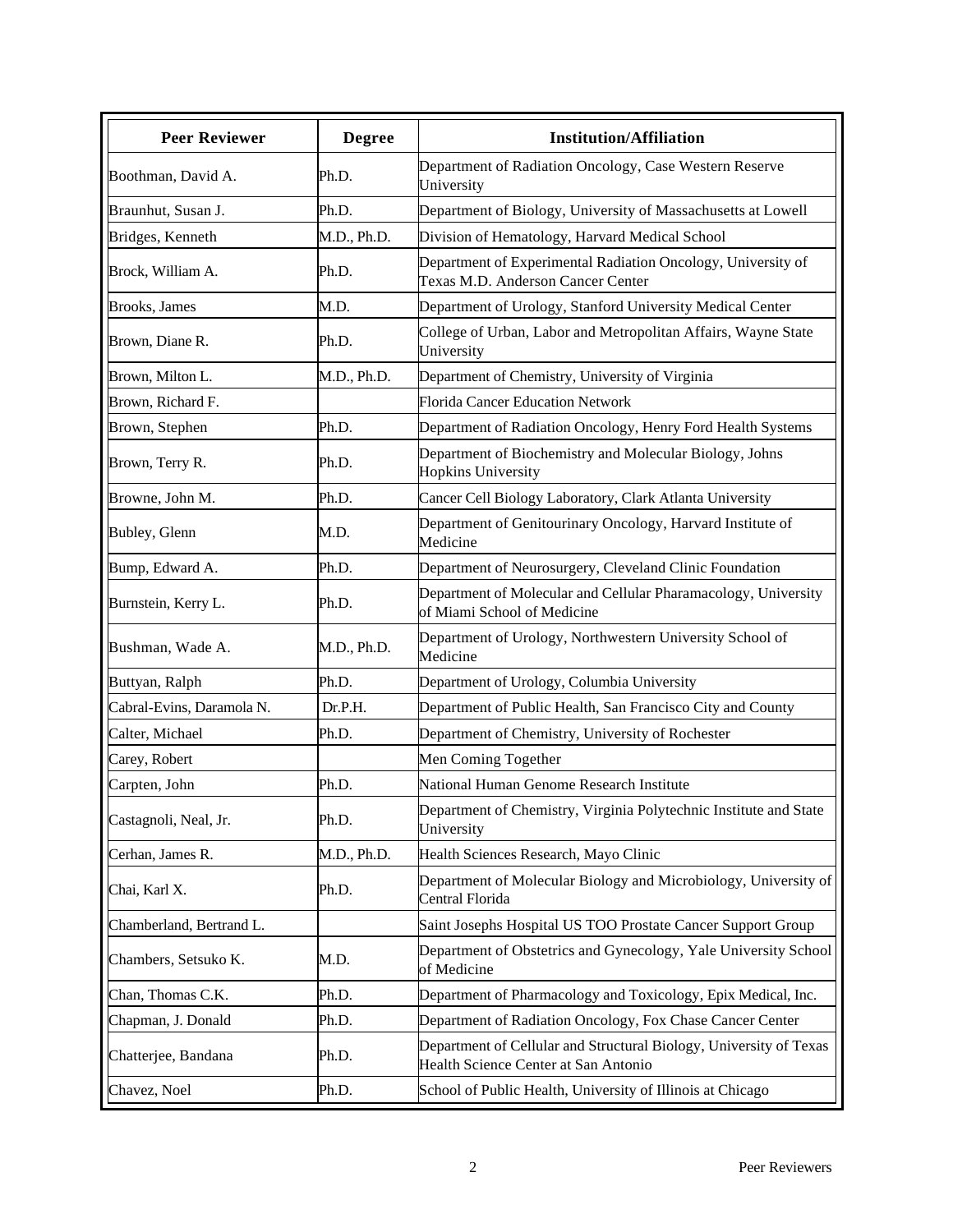| Peer Reviewer | Degree | Institution/Affiliation |
| --- | --- | --- |
| Boothman, David A. | Ph.D. | Department of Radiation Oncology, Case Western Reserve University |
| Braunhut, Susan J. | Ph.D. | Department of Biology, University of Massachusetts at Lowell |
| Bridges, Kenneth | M.D., Ph.D. | Division of Hematology, Harvard Medical School |
| Brock, William A. | Ph.D. | Department of Experimental Radiation Oncology, University of Texas M.D. Anderson Cancer Center |
| Brooks, James | M.D. | Department of Urology, Stanford University Medical Center |
| Brown, Diane R. | Ph.D. | College of Urban, Labor and Metropolitan Affairs, Wayne State University |
| Brown, Milton L. | M.D., Ph.D. | Department of Chemistry, University of Virginia |
| Brown, Richard F. | | Florida Cancer Education Network |
| Brown, Stephen | Ph.D. | Department of Radiation Oncology, Henry Ford Health Systems |
| Brown, Terry R. | Ph.D. | Department of Biochemistry and Molecular Biology, Johns Hopkins University |
| Browne, John M. | Ph.D. | Cancer Cell Biology Laboratory, Clark Atlanta University |
| Bubley, Glenn | M.D. | Department of Genitourinary Oncology, Harvard Institute of Medicine |
| Bump, Edward A. | Ph.D. | Department of Neurosurgery, Cleveland Clinic Foundation |
| Burnstein, Kerry L. | Ph.D. | Department of Molecular and Cellular Pharamacology, University of Miami School of Medicine |
| Bushman, Wade A. | M.D., Ph.D. | Department of Urology, Northwestern University School of Medicine |
| Buttyan, Ralph | Ph.D. | Department of Urology, Columbia University |
| Cabral-Evins, Daramola N. | Dr.P.H. | Department of Public Health, San Francisco City and County |
| Calter, Michael | Ph.D. | Department of Chemistry, University of Rochester |
| Carey, Robert | | Men Coming Together |
| Carpten, John | Ph.D. | National Human Genome Research Institute |
| Castagnoli, Neal, Jr. | Ph.D. | Department of Chemistry, Virginia Polytechnic Institute and State University |
| Cerhan, James R. | M.D., Ph.D. | Health Sciences Research, Mayo Clinic |
| Chai, Karl X. | Ph.D. | Department of Molecular Biology and Microbiology, University of Central Florida |
| Chamberland, Bertrand L. | | Saint Josephs Hospital US TOO Prostate Cancer Support Group |
| Chambers, Setsuko K. | M.D. | Department of Obstetrics and Gynecology, Yale University School of Medicine |
| Chan, Thomas C.K. | Ph.D. | Department of Pharmacology and Toxicology, Epix Medical, Inc. |
| Chapman, J. Donald | Ph.D. | Department of Radiation Oncology, Fox Chase Cancer Center |
| Chatterjee, Bandana | Ph.D. | Department of Cellular and Structural Biology, University of Texas Health Science Center at San Antonio |
| Chavez, Noel | Ph.D. | School of Public Health, University of Illinois at Chicago |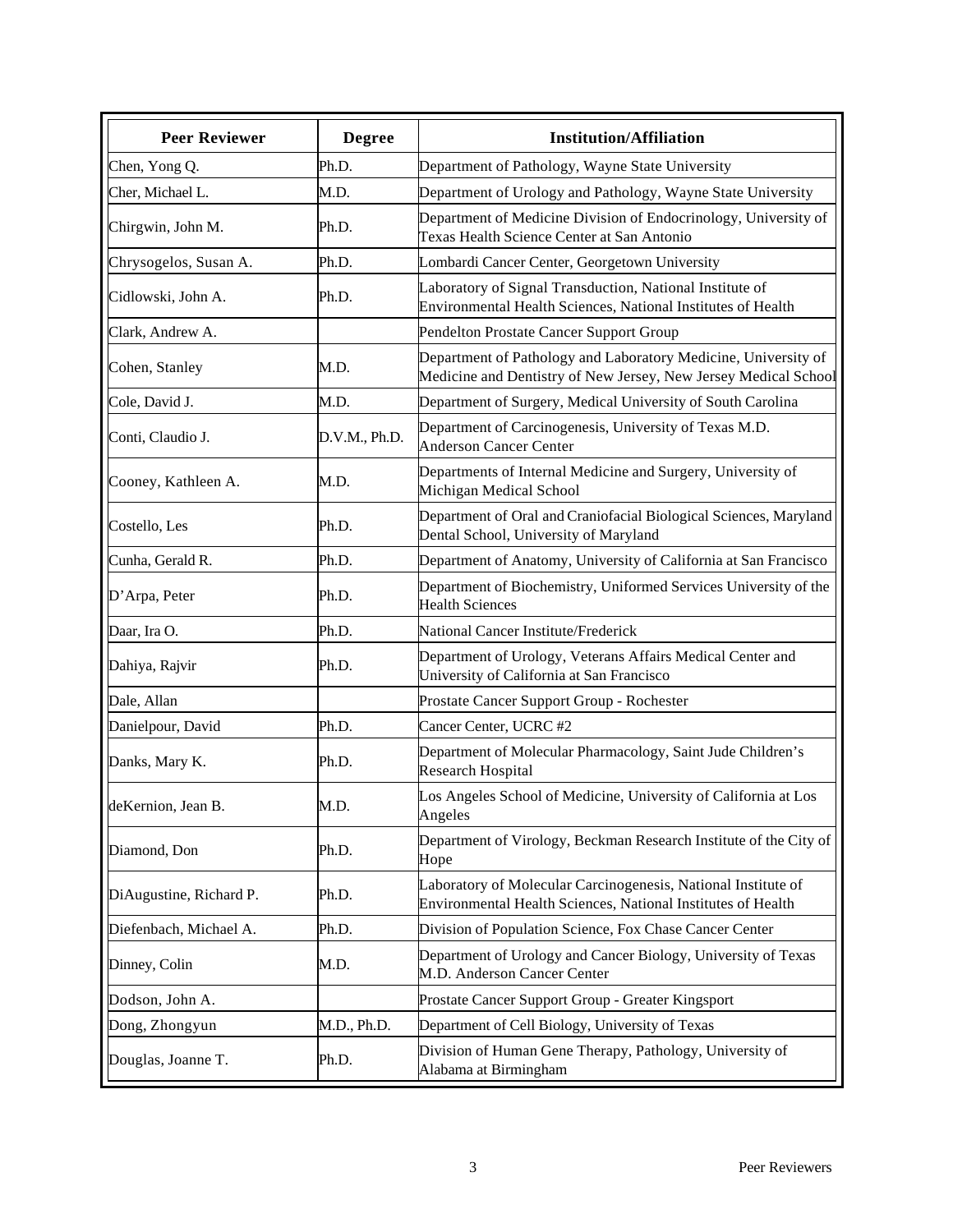| Peer Reviewer | Degree | Institution/Affiliation |
| --- | --- | --- |
| Chen, Yong Q. | Ph.D. | Department of Pathology, Wayne State University |
| Cher, Michael L. | M.D. | Department of Urology and Pathology, Wayne State University |
| Chirgwin, John M. | Ph.D. | Department of Medicine Division of Endocrinology, University of Texas Health Science Center at San Antonio |
| Chrysogelos, Susan A. | Ph.D. | Lombardi Cancer Center, Georgetown University |
| Cidlowski, John A. | Ph.D. | Laboratory of Signal Transduction, National Institute of Environmental Health Sciences, National Institutes of Health |
| Clark, Andrew A. | | Pendelton Prostate Cancer Support Group |
| Cohen, Stanley | M.D. | Department of Pathology and Laboratory Medicine, University of Medicine and Dentistry of New Jersey, New Jersey Medical School |
| Cole, David J. | M.D. | Department of Surgery, Medical University of South Carolina |
| Conti, Claudio J. | D.V.M., Ph.D. | Department of Carcinogenesis, University of Texas M.D. Anderson Cancer Center |
| Cooney, Kathleen A. | M.D. | Departments of Internal Medicine and Surgery, University of Michigan Medical School |
| Costello, Les | Ph.D. | Department of Oral and Craniofacial Biological Sciences, Maryland Dental School, University of Maryland |
| Cunha, Gerald R. | Ph.D. | Department of Anatomy, University of California at San Francisco |
| D'Arpa, Peter | Ph.D. | Department of Biochemistry, Uniformed Services University of the Health Sciences |
| Daar, Ira O. | Ph.D. | National Cancer Institute/Frederick |
| Dahiya, Rajvir | Ph.D. | Department of Urology, Veterans Affairs Medical Center and University of California at San Francisco |
| Dale, Allan | | Prostate Cancer Support Group - Rochester |
| Danielpour, David | Ph.D. | Cancer Center, UCRC #2 |
| Danks, Mary K. | Ph.D. | Department of Molecular Pharmacology, Saint Jude Children's Research Hospital |
| deKernion, Jean B. | M.D. | Los Angeles School of Medicine, University of California at Los Angeles |
| Diamond, Don | Ph.D. | Department of Virology, Beckman Research Institute of the City of Hope |
| DiAugustine, Richard P. | Ph.D. | Laboratory of Molecular Carcinogenesis, National Institute of Environmental Health Sciences, National Institutes of Health |
| Diefenbach, Michael A. | Ph.D. | Division of Population Science, Fox Chase Cancer Center |
| Dinney, Colin | M.D. | Department of Urology and Cancer Biology, University of Texas M.D. Anderson Cancer Center |
| Dodson, John A. | | Prostate Cancer Support Group - Greater Kingsport |
| Dong, Zhongyun | M.D., Ph.D. | Department of Cell Biology, University of Texas |
| Douglas, Joanne T. | Ph.D. | Division of Human Gene Therapy, Pathology, University of Alabama at Birmingham |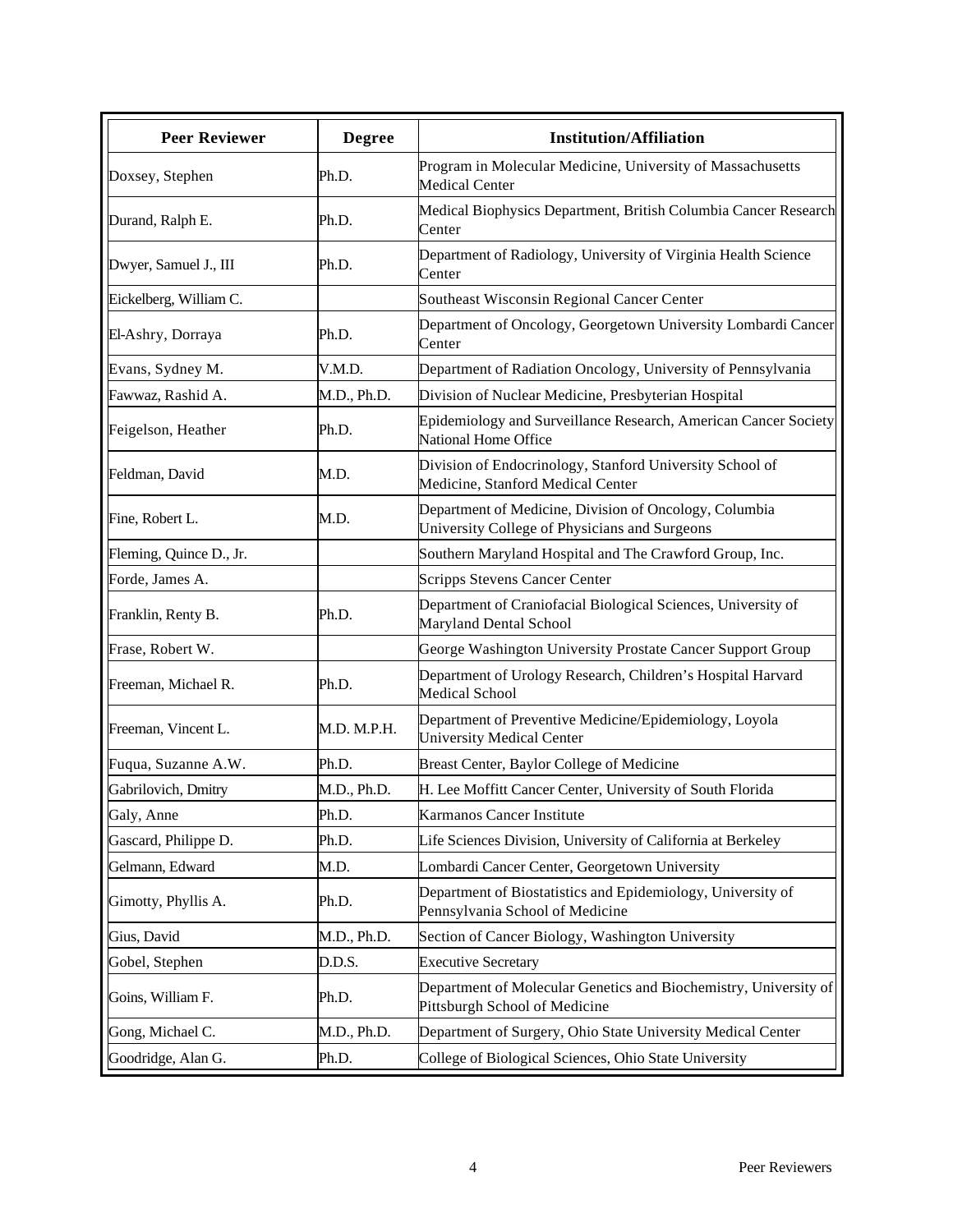| Peer Reviewer | Degree | Institution/Affiliation |
|---|---|---|
| Doxsey, Stephen | Ph.D. | Program in Molecular Medicine, University of Massachusetts Medical Center |
| Durand, Ralph E. | Ph.D. | Medical Biophysics Department, British Columbia Cancer Research Center |
| Dwyer, Samuel J., III | Ph.D. | Department of Radiology, University of Virginia Health Science Center |
| Eickelberg, William C. | | Southeast Wisconsin Regional Cancer Center |
| El-Ashry, Dorraya | Ph.D. | Department of Oncology, Georgetown University Lombardi Cancer Center |
| Evans, Sydney M. | V.M.D. | Department of Radiation Oncology, University of Pennsylvania |
| Fawwaz, Rashid A. | M.D., Ph.D. | Division of Nuclear Medicine, Presbyterian Hospital |
| Feigelson, Heather | Ph.D. | Epidemiology and Surveillance Research, American Cancer Society National Home Office |
| Feldman, David | M.D. | Division of Endocrinology, Stanford University School of Medicine, Stanford Medical Center |
| Fine, Robert L. | M.D. | Department of Medicine, Division of Oncology, Columbia University College of Physicians and Surgeons |
| Fleming, Quince D., Jr. | | Southern Maryland Hospital and The Crawford Group, Inc. |
| Forde, James A. | | Scripps Stevens Cancer Center |
| Franklin, Renty B. | Ph.D. | Department of Craniofacial Biological Sciences, University of Maryland Dental School |
| Frase, Robert W. | | George Washington University Prostate Cancer Support Group |
| Freeman, Michael R. | Ph.D. | Department of Urology Research, Children's Hospital Harvard Medical School |
| Freeman, Vincent L. | M.D. M.P.H. | Department of Preventive Medicine/Epidemiology, Loyola University Medical Center |
| Fuqua, Suzanne A.W. | Ph.D. | Breast Center, Baylor College of Medicine |
| Gabrilovich, Dmitry | M.D., Ph.D. | H. Lee Moffitt Cancer Center, University of South Florida |
| Galy, Anne | Ph.D. | Karmanos Cancer Institute |
| Gascard, Philippe D. | Ph.D. | Life Sciences Division, University of California at Berkeley |
| Gelmann, Edward | M.D. | Lombardi Cancer Center, Georgetown University |
| Gimotty, Phyllis A. | Ph.D. | Department of Biostatistics and Epidemiology, University of Pennsylvania School of Medicine |
| Gius, David | M.D., Ph.D. | Section of Cancer Biology, Washington University |
| Gobel, Stephen | D.D.S. | Executive Secretary |
| Goins, William F. | Ph.D. | Department of Molecular Genetics and Biochemistry, University of Pittsburgh School of Medicine |
| Gong, Michael C. | M.D., Ph.D. | Department of Surgery, Ohio State University Medical Center |
| Goodridge, Alan G. | Ph.D. | College of Biological Sciences, Ohio State University |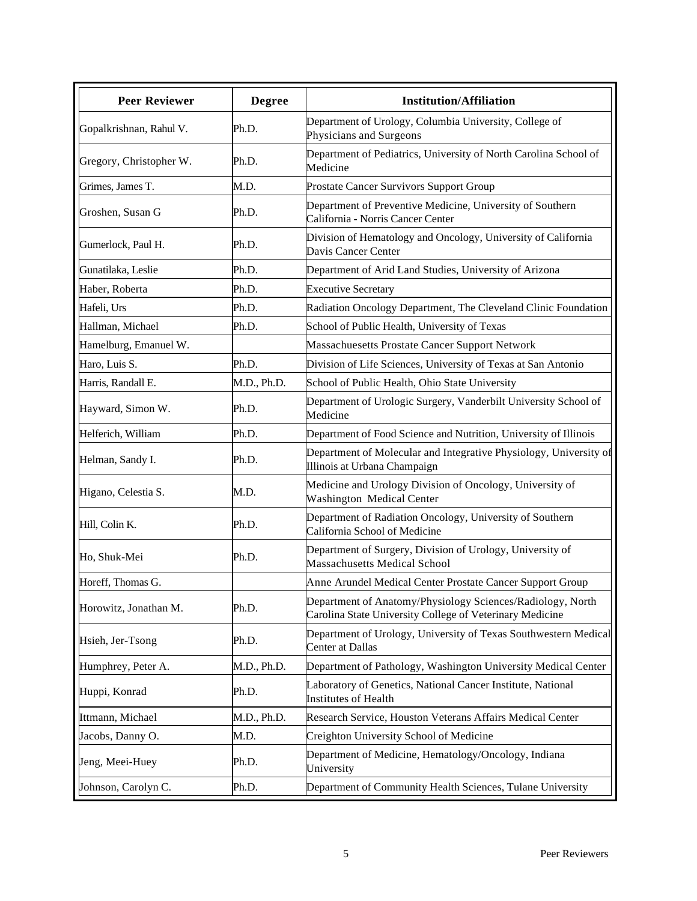| Peer Reviewer | Degree | Institution/Affiliation |
|---|---|---|
| Gopalkrishnan, Rahul V. | Ph.D. | Department of Urology, Columbia University, College of Physicians and Surgeons |
| Gregory, Christopher W. | Ph.D. | Department of Pediatrics, University of North Carolina School of Medicine |
| Grimes, James T. | M.D. | Prostate Cancer Survivors Support Group |
| Groshen, Susan G | Ph.D. | Department of Preventive Medicine, University of Southern California - Norris Cancer Center |
| Gumerlock, Paul H. | Ph.D. | Division of Hematology and Oncology, University of California Davis Cancer Center |
| Gunatilaka, Leslie | Ph.D. | Department of Arid Land Studies, University of Arizona |
| Haber, Roberta | Ph.D. | Executive Secretary |
| Hafeli, Urs | Ph.D. | Radiation Oncology Department, The Cleveland Clinic Foundation |
| Hallman, Michael | Ph.D. | School of Public Health, University of Texas |
| Hamelburg, Emanuel W. | | Massachuesetts Prostate Cancer Support Network |
| Haro, Luis S. | Ph.D. | Division of Life Sciences, University of Texas at San Antonio |
| Harris, Randall E. | M.D., Ph.D. | School of Public Health, Ohio State University |
| Hayward, Simon W. | Ph.D. | Department of Urologic Surgery, Vanderbilt University School of Medicine |
| Helferich, William | Ph.D. | Department of Food Science and Nutrition, University of Illinois |
| Helman, Sandy I. | Ph.D. | Department of Molecular and Integrative Physiology, University of Illinois at Urbana Champaign |
| Higano, Celestia S. | M.D. | Medicine and Urology Division of Oncology, University of Washington Medical Center |
| Hill, Colin K. | Ph.D. | Department of Radiation Oncology, University of Southern California School of Medicine |
| Ho, Shuk-Mei | Ph.D. | Department of Surgery, Division of Urology, University of Massachusetts Medical School |
| Horeff, Thomas G. | | Anne Arundel Medical Center Prostate Cancer Support Group |
| Horowitz, Jonathan M. | Ph.D. | Department of Anatomy/Physiology Sciences/Radiology, North Carolina State University College of Veterinary Medicine |
| Hsieh, Jer-Tsong | Ph.D. | Department of Urology, University of Texas Southwestern Medical Center at Dallas |
| Humphrey, Peter A. | M.D., Ph.D. | Department of Pathology, Washington University Medical Center |
| Huppi, Konrad | Ph.D. | Laboratory of Genetics, National Cancer Institute, National Institutes of Health |
| Ittmann, Michael | M.D., Ph.D. | Research Service, Houston Veterans Affairs Medical Center |
| Jacobs, Danny O. | M.D. | Creighton University School of Medicine |
| Jeng, Meei-Huey | Ph.D. | Department of Medicine, Hematology/Oncology, Indiana University |
| Johnson, Carolyn C. | Ph.D. | Department of Community Health Sciences, Tulane University |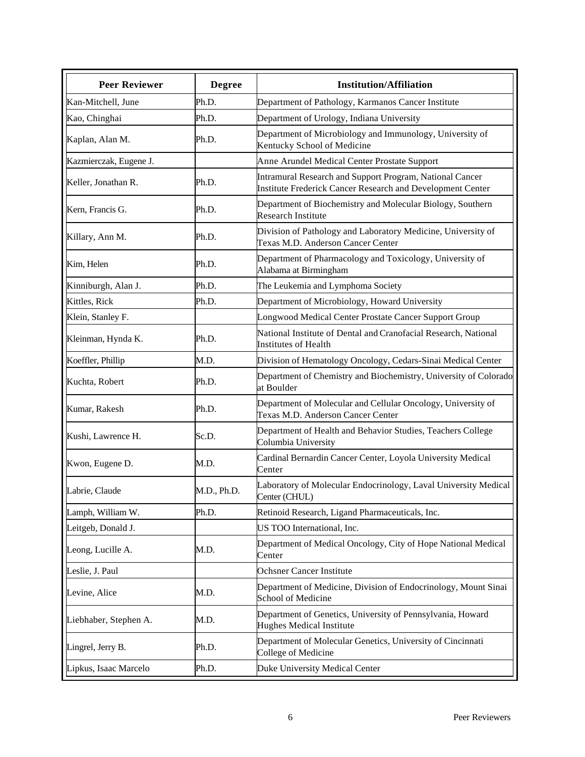| Peer Reviewer | Degree | Institution/Affiliation |
|---|---|---|
| Kan-Mitchell, June | Ph.D. | Department of Pathology, Karmanos Cancer Institute |
| Kao, Chinghai | Ph.D. | Department of Urology, Indiana University |
| Kaplan, Alan M. | Ph.D. | Department of Microbiology and Immunology, University of Kentucky School of Medicine |
| Kazmierczak, Eugene J. | | Anne Arundel Medical Center Prostate Support |
| Keller, Jonathan R. | Ph.D. | Intramural Research and Support Program, National Cancer Institute Frederick Cancer Research and Development Center |
| Kern, Francis G. | Ph.D. | Department of Biochemistry and Molecular Biology, Southern Research Institute |
| Killary, Ann M. | Ph.D. | Division of Pathology and Laboratory Medicine, University of Texas M.D. Anderson Cancer Center |
| Kim, Helen | Ph.D. | Department of Pharmacology and Toxicology, University of Alabama at Birmingham |
| Kinniburgh, Alan J. | Ph.D. | The Leukemia and Lymphoma Society |
| Kittles, Rick | Ph.D. | Department of Microbiology, Howard University |
| Klein, Stanley F. | | Longwood Medical Center Prostate Cancer Support Group |
| Kleinman, Hynda K. | Ph.D. | National Institute of Dental and Cranofacial Research, National Institutes of Health |
| Koeffler, Phillip | M.D. | Division of Hematology Oncology, Cedars-Sinai Medical Center |
| Kuchta, Robert | Ph.D. | Department of Chemistry and Biochemistry, University of Colorado at Boulder |
| Kumar, Rakesh | Ph.D. | Department of Molecular and Cellular Oncology, University of Texas M.D. Anderson Cancer Center |
| Kushi, Lawrence H. | Sc.D. | Department of Health and Behavior Studies, Teachers College Columbia University |
| Kwon, Eugene D. | M.D. | Cardinal Bernardin Cancer Center, Loyola University Medical Center |
| Labrie, Claude | M.D., Ph.D. | Laboratory of Molecular Endocrinology, Laval University Medical Center (CHUL) |
| Lamph, William W. | Ph.D. | Retinoid Research, Ligand Pharmaceuticals, Inc. |
| Leitgeb, Donald J. | | US TOO International, Inc. |
| Leong, Lucille A. | M.D. | Department of Medical Oncology, City of Hope National Medical Center |
| Leslie, J. Paul | | Ochsner Cancer Institute |
| Levine, Alice | M.D. | Department of Medicine, Division of Endocrinology, Mount Sinai School of Medicine |
| Liebhaber, Stephen A. | M.D. | Department of Genetics, University of Pennsylvania, Howard Hughes Medical Institute |
| Lingrel, Jerry B. | Ph.D. | Department of Molecular Genetics, University of Cincinnati College of Medicine |
| Lipkus, Isaac Marcelo | Ph.D. | Duke University Medical Center |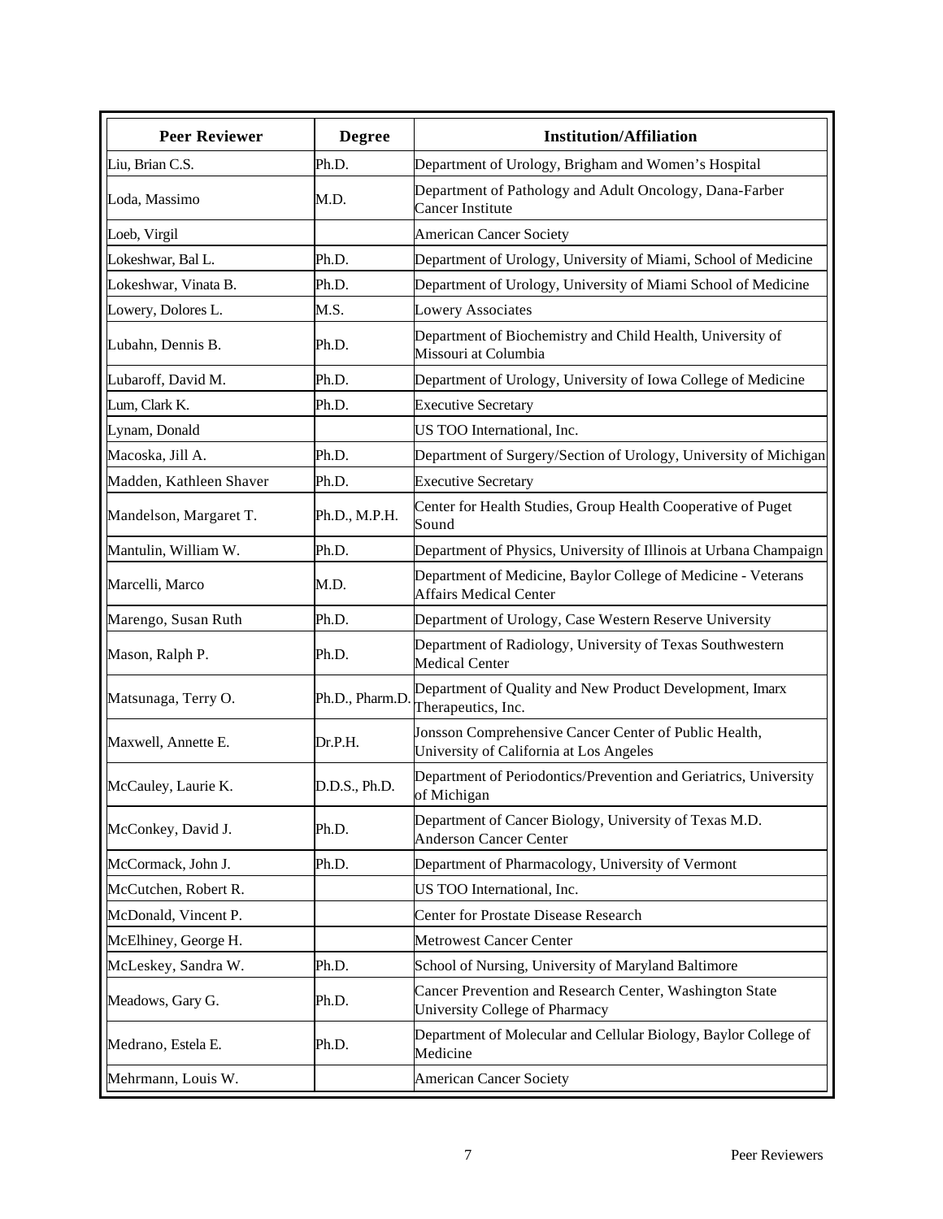| Peer Reviewer | Degree | Institution/Affiliation |
|---|---|---|
| Liu, Brian C.S. | Ph.D. | Department of Urology, Brigham and Women's Hospital |
| Loda, Massimo | M.D. | Department of Pathology and Adult Oncology, Dana-Farber Cancer Institute |
| Loeb, Virgil | | American Cancer Society |
| Lokeshwar, Bal L. | Ph.D. | Department of Urology, University of Miami, School of Medicine |
| Lokeshwar, Vinata B. | Ph.D. | Department of Urology, University of Miami School of Medicine |
| Lowery, Dolores L. | M.S. | Lowery Associates |
| Lubahn, Dennis B. | Ph.D. | Department of Biochemistry and Child Health, University of Missouri at Columbia |
| Lubaroff, David M. | Ph.D. | Department of Urology, University of Iowa College of Medicine |
| Lum, Clark K. | Ph.D. | Executive Secretary |
| Lynam, Donald | | US TOO International, Inc. |
| Macoska, Jill A. | Ph.D. | Department of Surgery/Section of Urology, University of Michigan |
| Madden, Kathleen Shaver | Ph.D. | Executive Secretary |
| Mandelson, Margaret T. | Ph.D., M.P.H. | Center for Health Studies, Group Health Cooperative of Puget Sound |
| Mantulin, William W. | Ph.D. | Department of Physics, University of Illinois at Urbana Champaign |
| Marcelli, Marco | M.D. | Department of Medicine, Baylor College of Medicine - Veterans Affairs Medical Center |
| Marengo, Susan Ruth | Ph.D. | Department of Urology, Case Western Reserve University |
| Mason, Ralph P. | Ph.D. | Department of Radiology, University of Texas Southwestern Medical Center |
| Matsunaga, Terry O. | Ph.D., Pharm.D. | Department of Quality and New Product Development, Imarx Therapeutics, Inc. |
| Maxwell, Annette E. | Dr.P.H. | Jonsson Comprehensive Cancer Center of Public Health, University of California at Los Angeles |
| McCauley, Laurie K. | D.D.S., Ph.D. | Department of Periodontics/Prevention and Geriatrics, University of Michigan |
| McConkey, David J. | Ph.D. | Department of Cancer Biology, University of Texas M.D. Anderson Cancer Center |
| McCormack, John J. | Ph.D. | Department of Pharmacology, University of Vermont |
| McCutchen, Robert R. | | US TOO International, Inc. |
| McDonald, Vincent P. | | Center for Prostate Disease Research |
| McElhiney, George H. | | Metrowest Cancer Center |
| McLeskey, Sandra W. | Ph.D. | School of Nursing, University of Maryland Baltimore |
| Meadows, Gary G. | Ph.D. | Cancer Prevention and Research Center, Washington State University College of Pharmacy |
| Medrano, Estela E. | Ph.D. | Department of Molecular and Cellular Biology, Baylor College of Medicine |
| Mehrmann, Louis W. | | American Cancer Society |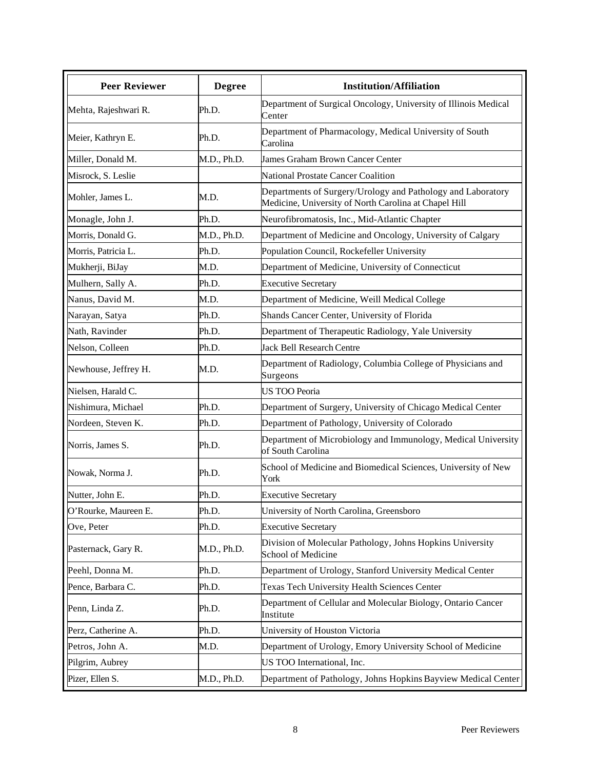| Peer Reviewer | Degree | Institution/Affiliation |
|---|---|---|
| Mehta, Rajeshwari R. | Ph.D. | Department of Surgical Oncology, University of Illinois Medical Center |
| Meier, Kathryn E. | Ph.D. | Department of Pharmacology, Medical University of South Carolina |
| Miller, Donald M. | M.D., Ph.D. | James Graham Brown Cancer Center |
| Misrock, S. Leslie | | National Prostate Cancer Coalition |
| Mohler, James L. | M.D. | Departments of Surgery/Urology and Pathology and Laboratory Medicine, University of North Carolina at Chapel Hill |
| Monagle, John J. | Ph.D. | Neurofibromatosis, Inc., Mid-Atlantic Chapter |
| Morris, Donald G. | M.D., Ph.D. | Department of Medicine and Oncology, University of Calgary |
| Morris, Patricia L. | Ph.D. | Population Council, Rockefeller University |
| Mukherji, BiJay | M.D. | Department of Medicine, University of Connecticut |
| Mulhern, Sally A. | Ph.D. | Executive Secretary |
| Nanus, David M. | M.D. | Department of Medicine, Weill Medical College |
| Narayan, Satya | Ph.D. | Shands Cancer Center, University of Florida |
| Nath, Ravinder | Ph.D. | Department of Therapeutic Radiology, Yale University |
| Nelson, Colleen | Ph.D. | Jack Bell Research Centre |
| Newhouse, Jeffrey H. | M.D. | Department of Radiology, Columbia College of Physicians and Surgeons |
| Nielsen, Harald C. | | US TOO Peoria |
| Nishimura, Michael | Ph.D. | Department of Surgery, University of Chicago Medical Center |
| Nordeen, Steven K. | Ph.D. | Department of Pathology, University of Colorado |
| Norris, James S. | Ph.D. | Department of Microbiology and Immunology, Medical University of South Carolina |
| Nowak, Norma J. | Ph.D. | School of Medicine and Biomedical Sciences, University of New York |
| Nutter, John E. | Ph.D. | Executive Secretary |
| O'Rourke, Maureen E. | Ph.D. | University of North Carolina, Greensboro |
| Ove, Peter | Ph.D. | Executive Secretary |
| Pasternack, Gary R. | M.D., Ph.D. | Division of Molecular Pathology, Johns Hopkins University School of Medicine |
| Peehl, Donna M. | Ph.D. | Department of Urology, Stanford University Medical Center |
| Pence, Barbara C. | Ph.D. | Texas Tech University Health Sciences Center |
| Penn, Linda Z. | Ph.D. | Department of Cellular and Molecular Biology, Ontario Cancer Institute |
| Perz, Catherine A. | Ph.D. | University of Houston Victoria |
| Petros, John A. | M.D. | Department of Urology, Emory University School of Medicine |
| Pilgrim, Aubrey | | US TOO International, Inc. |
| Pizer, Ellen S. | M.D., Ph.D. | Department of Pathology, Johns Hopkins Bayview Medical Center |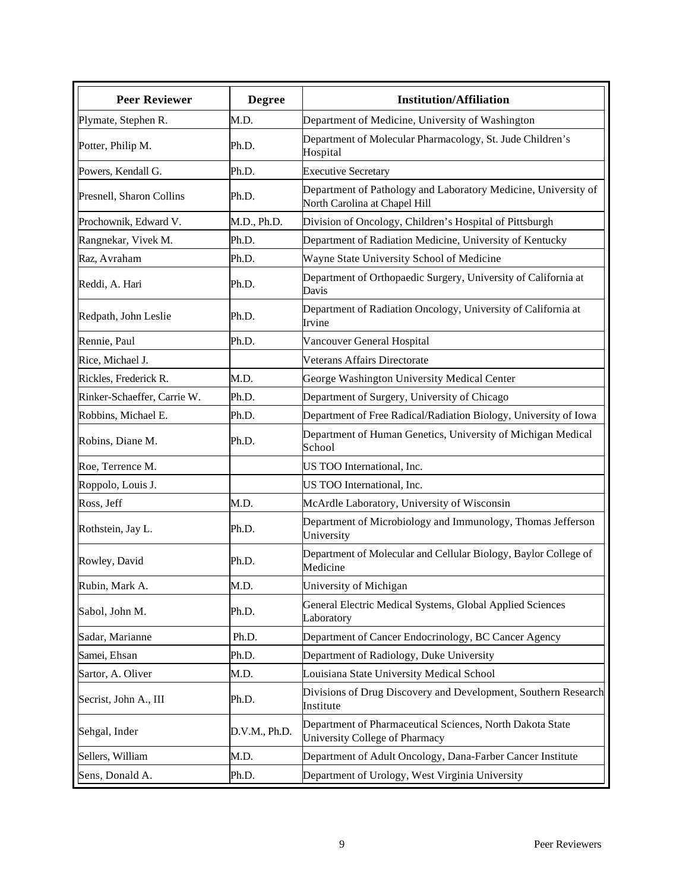| Peer Reviewer | Degree | Institution/Affiliation |
|---|---|---|
| Plymate, Stephen R. | M.D. | Department of Medicine, University of Washington |
| Potter, Philip M. | Ph.D. | Department of Molecular Pharmacology, St. Jude Children's Hospital |
| Powers, Kendall G. | Ph.D. | Executive Secretary |
| Presnell, Sharon Collins | Ph.D. | Department of Pathology and Laboratory Medicine, University of North Carolina at Chapel Hill |
| Prochownik, Edward V. | M.D., Ph.D. | Division of Oncology, Children's Hospital of Pittsburgh |
| Rangnekar, Vivek M. | Ph.D. | Department of Radiation Medicine, University of Kentucky |
| Raz, Avraham | Ph.D. | Wayne State University School of Medicine |
| Reddi, A. Hari | Ph.D. | Department of Orthopaedic Surgery, University of California at Davis |
| Redpath, John Leslie | Ph.D. | Department of Radiation Oncology, University of California at Irvine |
| Rennie, Paul | Ph.D. | Vancouver General Hospital |
| Rice, Michael J. | | Veterans Affairs Directorate |
| Rickles, Frederick R. | M.D. | George Washington University Medical Center |
| Rinker-Schaeffer, Carrie W. | Ph.D. | Department of Surgery, University of Chicago |
| Robbins, Michael E. | Ph.D. | Department of Free Radical/Radiation Biology, University of Iowa |
| Robins, Diane M. | Ph.D. | Department of Human Genetics, University of Michigan Medical School |
| Roe, Terrence M. | | US TOO International, Inc. |
| Roppolo, Louis J. | | US TOO International, Inc. |
| Ross, Jeff | M.D. | McArdle Laboratory, University of Wisconsin |
| Rothstein, Jay L. | Ph.D. | Department of Microbiology and Immunology, Thomas Jefferson University |
| Rowley, David | Ph.D. | Department of Molecular and Cellular Biology, Baylor College of Medicine |
| Rubin, Mark A. | M.D. | University of Michigan |
| Sabol, John M. | Ph.D. | General Electric Medical Systems, Global Applied Sciences Laboratory |
| Sadar, Marianne | Ph.D. | Department of Cancer Endocrinology, BC Cancer Agency |
| Samei, Ehsan | Ph.D. | Department of Radiology, Duke University |
| Sartor, A. Oliver | M.D. | Louisiana State University Medical School |
| Secrist, John A., III | Ph.D. | Divisions of Drug Discovery and Development, Southern Research Institute |
| Sehgal, Inder | D.V.M., Ph.D. | Department of Pharmaceutical Sciences, North Dakota State University College of Pharmacy |
| Sellers, William | M.D. | Department of Adult Oncology, Dana-Farber Cancer Institute |
| Sens, Donald A. | Ph.D. | Department of Urology, West Virginia University |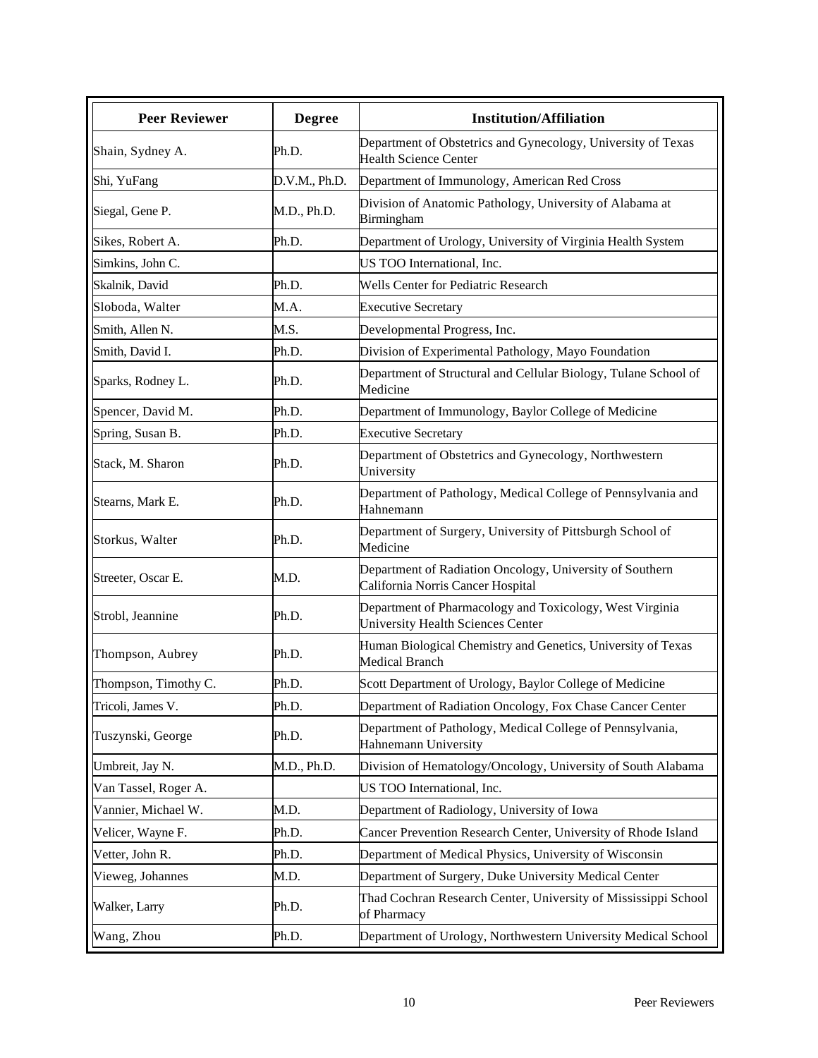| Peer Reviewer | Degree | Institution/Affiliation |
|---|---|---|
| Shain, Sydney A. | Ph.D. | Department of Obstetrics and Gynecology, University of Texas Health Science Center |
| Shi, YuFang | D.V.M., Ph.D. | Department of Immunology, American Red Cross |
| Siegal, Gene P. | M.D., Ph.D. | Division of Anatomic Pathology, University of Alabama at Birmingham |
| Sikes, Robert A. | Ph.D. | Department of Urology, University of Virginia Health System |
| Simkins, John C. | | US TOO International, Inc. |
| Skalnik, David | Ph.D. | Wells Center for Pediatric Research |
| Sloboda, Walter | M.A. | Executive Secretary |
| Smith, Allen N. | M.S. | Developmental Progress, Inc. |
| Smith, David I. | Ph.D. | Division of Experimental Pathology, Mayo Foundation |
| Sparks, Rodney L. | Ph.D. | Department of Structural and Cellular Biology, Tulane School of Medicine |
| Spencer, David M. | Ph.D. | Department of Immunology, Baylor College of Medicine |
| Spring, Susan B. | Ph.D. | Executive Secretary |
| Stack, M. Sharon | Ph.D. | Department of Obstetrics and Gynecology, Northwestern University |
| Stearns, Mark E. | Ph.D. | Department of Pathology, Medical College of Pennsylvania and Hahnemann |
| Storkus, Walter | Ph.D. | Department of Surgery, University of Pittsburgh School of Medicine |
| Streeter, Oscar E. | M.D. | Department of Radiation Oncology, University of Southern California Norris Cancer Hospital |
| Strobl, Jeannine | Ph.D. | Department of Pharmacology and Toxicology, West Virginia University Health Sciences Center |
| Thompson, Aubrey | Ph.D. | Human Biological Chemistry and Genetics, University of Texas Medical Branch |
| Thompson, Timothy C. | Ph.D. | Scott Department of Urology, Baylor College of Medicine |
| Tricoli, James V. | Ph.D. | Department of Radiation Oncology, Fox Chase Cancer Center |
| Tuszynski, George | Ph.D. | Department of Pathology, Medical College of Pennsylvania, Hahnemann University |
| Umbreit, Jay N. | M.D., Ph.D. | Division of Hematology/Oncology, University of South Alabama |
| Van Tassel, Roger A. | | US TOO International, Inc. |
| Vannier, Michael W. | M.D. | Department of Radiology, University of Iowa |
| Velicer, Wayne F. | Ph.D. | Cancer Prevention Research Center, University of Rhode Island |
| Vetter, John R. | Ph.D. | Department of Medical Physics, University of Wisconsin |
| Vieweg, Johannes | M.D. | Department of Surgery, Duke University Medical Center |
| Walker, Larry | Ph.D. | Thad Cochran Research Center, University of Mississippi School of Pharmacy |
| Wang, Zhou | Ph.D. | Department of Urology, Northwestern University Medical School |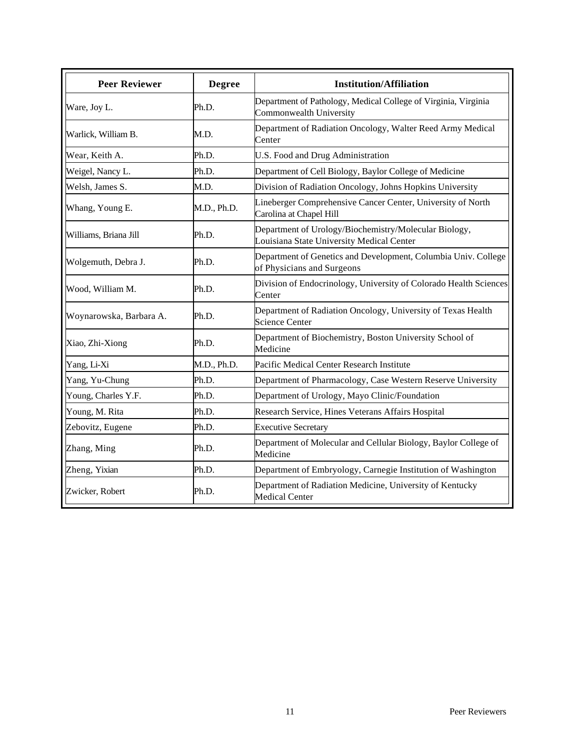| Peer Reviewer | Degree | Institution/Affiliation |
|---|---|---|
| Ware, Joy L. | Ph.D. | Department of Pathology, Medical College of Virginia, Virginia Commonwealth University |
| Warlick, William B. | M.D. | Department of Radiation Oncology, Walter Reed Army Medical Center |
| Wear, Keith A. | Ph.D. | U.S. Food and Drug Administration |
| Weigel, Nancy L. | Ph.D. | Department of Cell Biology, Baylor College of Medicine |
| Welsh, James S. | M.D. | Division of Radiation Oncology, Johns Hopkins University |
| Whang, Young E. | M.D., Ph.D. | Lineberger Comprehensive Cancer Center, University of North Carolina at Chapel Hill |
| Williams, Briana Jill | Ph.D. | Department of Urology/Biochemistry/Molecular Biology, Louisiana State University Medical Center |
| Wolgemuth, Debra J. | Ph.D. | Department of Genetics and Development, Columbia Univ. College of Physicians and Surgeons |
| Wood, William M. | Ph.D. | Division of Endocrinology, University of Colorado Health Sciences Center |
| Woynarowska, Barbara A. | Ph.D. | Department of Radiation Oncology, University of Texas Health Science Center |
| Xiao, Zhi-Xiong | Ph.D. | Department of Biochemistry, Boston University School of Medicine |
| Yang, Li-Xi | M.D., Ph.D. | Pacific Medical Center Research Institute |
| Yang, Yu-Chung | Ph.D. | Department of Pharmacology, Case Western Reserve University |
| Young, Charles Y.F. | Ph.D. | Department of Urology, Mayo Clinic/Foundation |
| Young, M. Rita | Ph.D. | Research Service, Hines Veterans Affairs Hospital |
| Zebovitz, Eugene | Ph.D. | Executive Secretary |
| Zhang, Ming | Ph.D. | Department of Molecular and Cellular Biology, Baylor College of Medicine |
| Zheng, Yixian | Ph.D. | Department of Embryology, Carnegie Institution of Washington |
| Zwicker, Robert | Ph.D. | Department of Radiation Medicine, University of Kentucky Medical Center |